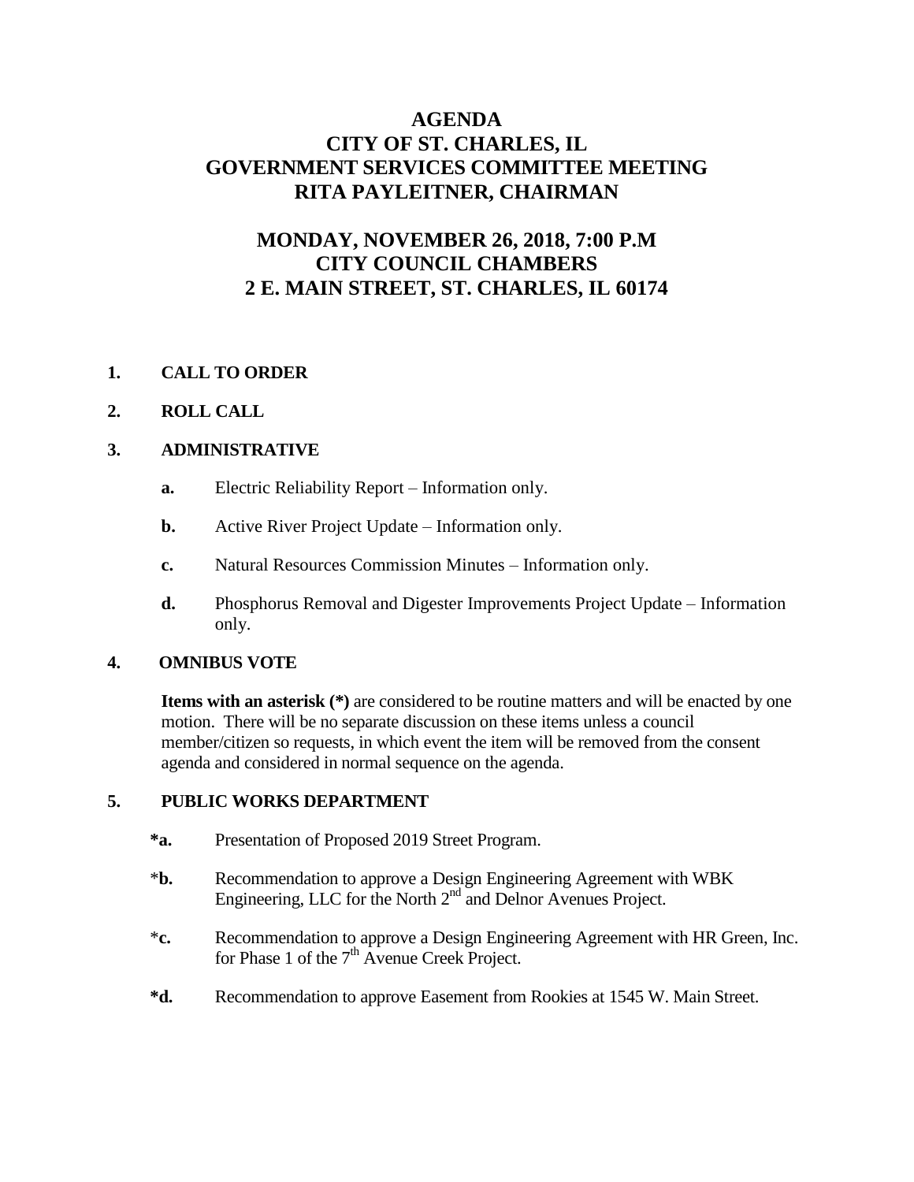# AGENDA
# CITY OF ST. CHARLES, IL
# GOVERNMENT SERVICES COMMITTEE MEETING
# RITA PAYLEITNER, CHAIRMAN

## MONDAY, NOVEMBER 26, 2018, 7:00 P.M
## CITY COUNCIL CHAMBERS
## 2 E. MAIN STREET, ST. CHARLES, IL 60174

**1. CALL TO ORDER**

**2. ROLL CALL**

**3. ADMINISTRATIVE**

- **a.** Electric Reliability Report – Information only.
- **b.** Active River Project Update – Information only.
- **c.** Natural Resources Commission Minutes – Information only.
- **d.** Phosphorus Removal and Digester Improvements Project Update – Information only.

**4. OMNIBUS VOTE**

**Items with an asterisk (*)** are considered to be routine matters and will be enacted by one motion. There will be no separate discussion on these items unless a council member/citizen so requests, in which event the item will be removed from the consent agenda and considered in normal sequence on the agenda.

**5. PUBLIC WORKS DEPARTMENT**

- **\*a.** Presentation of Proposed 2019 Street Program.
- \***b.** Recommendation to approve a Design Engineering Agreement with WBK Engineering, LLC for the North 2nd and Delnor Avenues Project.
- \***c.** Recommendation to approve a Design Engineering Agreement with HR Green, Inc. for Phase 1 of the 7th Avenue Creek Project.
- **\*d.** Recommendation to approve Easement from Rookies at 1545 W. Main Street.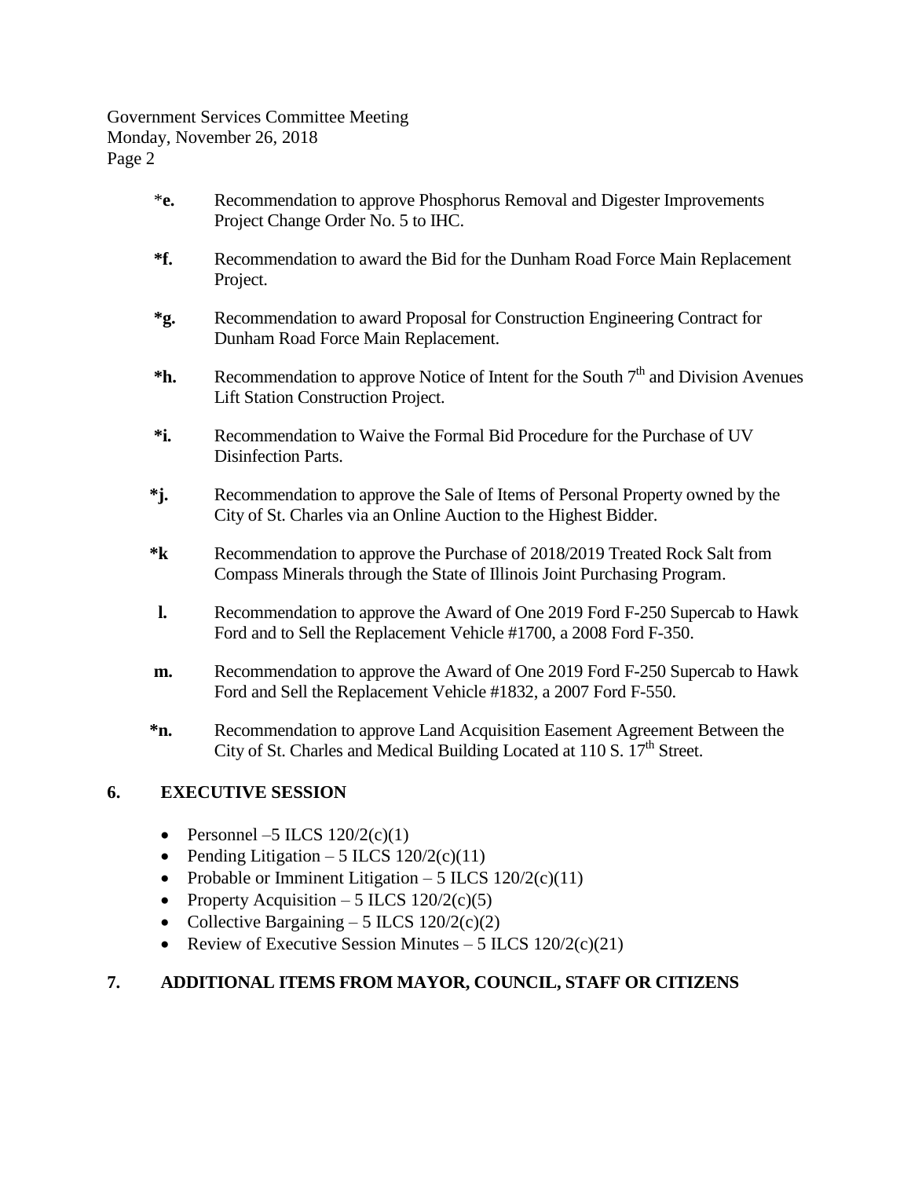*e. Recommendation to approve Phosphorus Removal and Digester Improvements Project Change Order No. 5 to IHC.

*f. Recommendation to award the Bid for the Dunham Road Force Main Replacement Project.

*g. Recommendation to award Proposal for Construction Engineering Contract for Dunham Road Force Main Replacement.

*h. Recommendation to approve Notice of Intent for the South 7th and Division Avenues Lift Station Construction Project.

*i. Recommendation to Waive the Formal Bid Procedure for the Purchase of UV Disinfection Parts.

*j. Recommendation to approve the Sale of Items of Personal Property owned by the City of St. Charles via an Online Auction to the Highest Bidder.

*k Recommendation to approve the Purchase of 2018/2019 Treated Rock Salt from Compass Minerals through the State of Illinois Joint Purchasing Program.

l. Recommendation to approve the Award of One 2019 Ford F-250 Supercab to Hawk Ford and to Sell the Replacement Vehicle #1700, a 2008 Ford F-350.

m. Recommendation to approve the Award of One 2019 Ford F-250 Supercab to Hawk Ford and Sell the Replacement Vehicle #1832, a 2007 Ford F-550.

*n. Recommendation to approve Land Acquisition Easement Agreement Between the City of St. Charles and Medical Building Located at 110 S. 17th Street.

## 6. EXECUTIVE SESSION

- Personnel –5 ILCS 120/2(c)(1)
- Pending Litigation – 5 ILCS 120/2(c)(11)
- Probable or Imminent Litigation – 5 ILCS 120/2(c)(11)
- Property Acquisition – 5 ILCS 120/2(c)(5)
- Collective Bargaining – 5 ILCS 120/2(c)(2)
- Review of Executive Session Minutes – 5 ILCS 120/2(c)(21)

## 7. ADDITIONAL ITEMS FROM MAYOR, COUNCIL, STAFF OR CITIZENS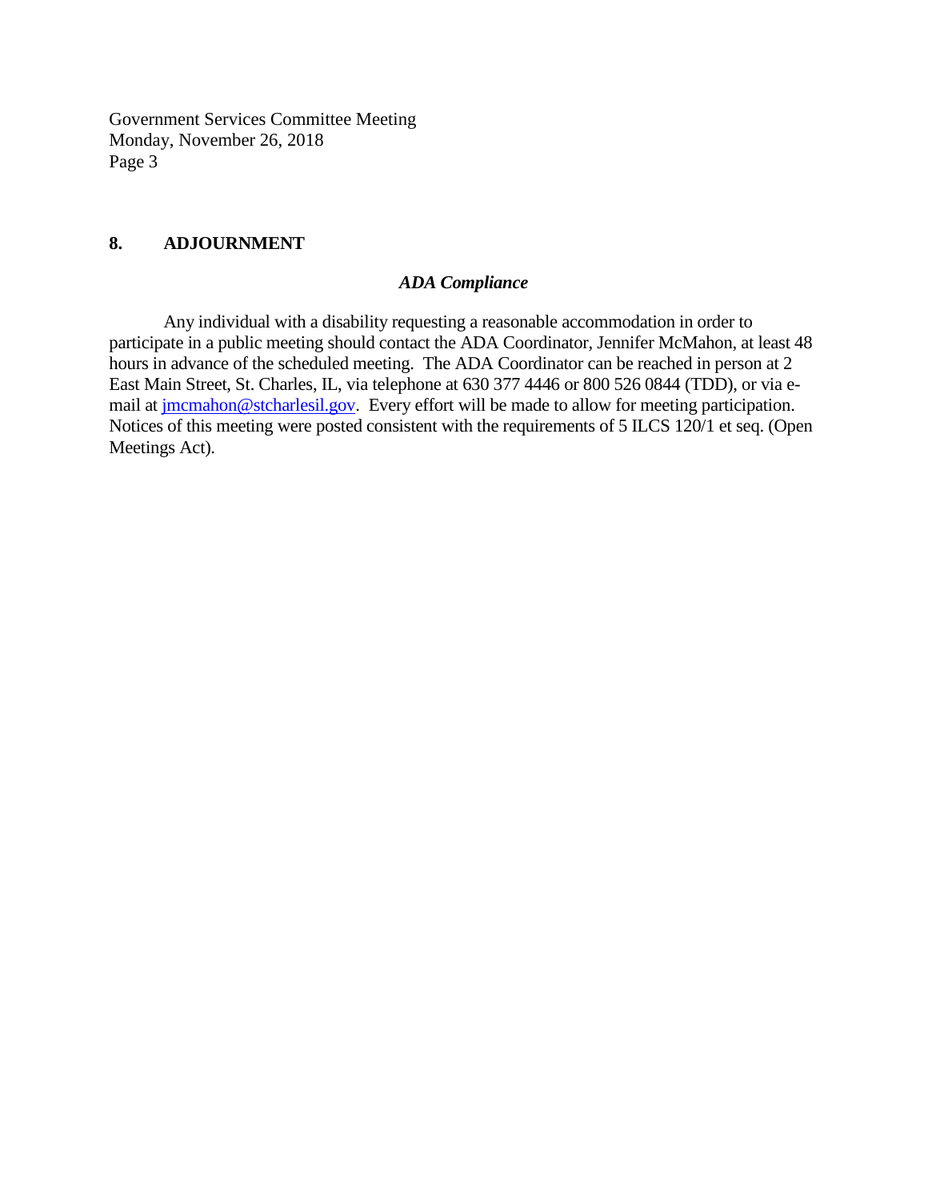## 8. ADJOURNMENT

### *ADA Compliance*

Any individual with a disability requesting a reasonable accommodation in order to participate in a public meeting should contact the ADA Coordinator, Jennifer McMahon, at least 48 hours in advance of the scheduled meeting. The ADA Coordinator can be reached in person at 2 East Main Street, St. Charles, IL, via telephone at 630 377 4446 or 800 526 0844 (TDD), or via e-mail at jmcmahon@stcharlesil.gov. Every effort will be made to allow for meeting participation. Notices of this meeting were posted consistent with the requirements of 5 ILCS 120/1 et seq. (Open Meetings Act).